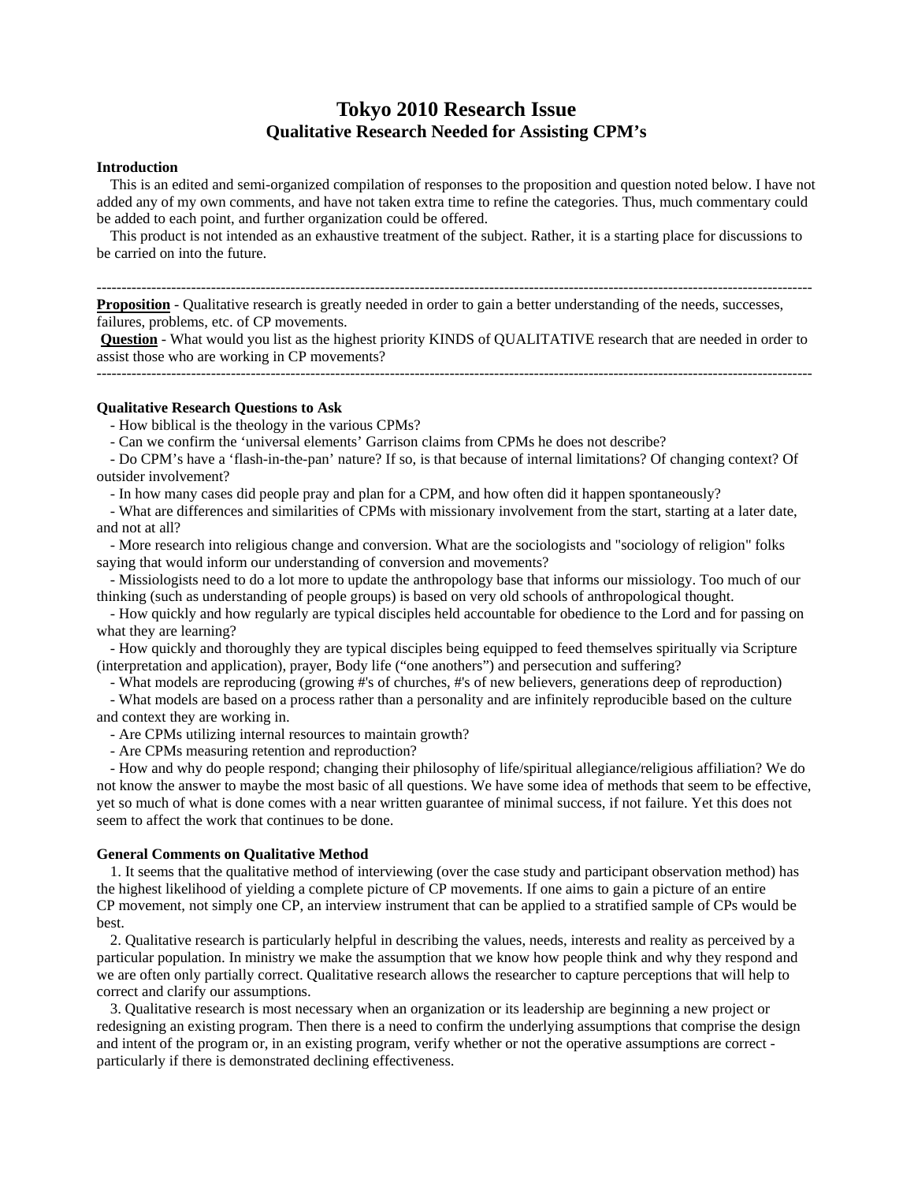# Tokyo 2010 Research Issue
## Qualitative Research Needed for Assisting CPM's

### Introduction

This is an edited and semi-organized compilation of responses to the proposition and question noted below. I have not added any of my own comments, and have not taken extra time to refine the categories. Thus, much commentary could be added to each point, and further organization could be offered.

This product is not intended as an exhaustive treatment of the subject. Rather, it is a starting place for discussions to be carried on into the future.

---

**Proposition** - Qualitative research is greatly needed in order to gain a better understanding of the needs, successes, failures, problems, etc. of CP movements.

**Question** - What would you list as the highest priority KINDS of QUALITATIVE research that are needed in order to assist those who are working in CP movements?

---

### Qualitative Research Questions to Ask

- How biblical is the theology in the various CPMs?
- Can we confirm the 'universal elements' Garrison claims from CPMs he does not describe?
- Do CPM's have a 'flash-in-the-pan' nature? If so, is that because of internal limitations? Of changing context? Of outsider involvement?
- In how many cases did people pray and plan for a CPM, and how often did it happen spontaneously?
- What are differences and similarities of CPMs with missionary involvement from the start, starting at a later date, and not at all?
- More research into religious change and conversion. What are the sociologists and "sociology of religion" folks saying that would inform our understanding of conversion and movements?
- Missiologists need to do a lot more to update the anthropology base that informs our missiology. Too much of our thinking (such as understanding of people groups) is based on very old schools of anthropological thought.
- How quickly and how regularly are typical disciples held accountable for obedience to the Lord and for passing on what they are learning?
- How quickly and thoroughly they are typical disciples being equipped to feed themselves spiritually via Scripture (interpretation and application), prayer, Body life ("one anothers") and persecution and suffering?
- What models are reproducing (growing #'s of churches, #'s of new believers, generations deep of reproduction)
- What models are based on a process rather than a personality and are infinitely reproducible based on the culture and context they are working in.
- Are CPMs utilizing internal resources to maintain growth?
- Are CPMs measuring retention and reproduction?
- How and why do people respond; changing their philosophy of life/spiritual allegiance/religious affiliation? We do not know the answer to maybe the most basic of all questions. We have some idea of methods that seem to be effective, yet so much of what is done comes with a near written guarantee of minimal success, if not failure. Yet this does not seem to affect the work that continues to be done.

### General Comments on Qualitative Method

1. It seems that the qualitative method of interviewing (over the case study and participant observation method) has the highest likelihood of yielding a complete picture of CP movements. If one aims to gain a picture of an entire CP movement, not simply one CP, an interview instrument that can be applied to a stratified sample of CPs would be best.
2. Qualitative research is particularly helpful in describing the values, needs, interests and reality as perceived by a particular population. In ministry we make the assumption that we know how people think and why they respond and we are often only partially correct. Qualitative research allows the researcher to capture perceptions that will help to correct and clarify our assumptions.
3. Qualitative research is most necessary when an organization or its leadership are beginning a new project or redesigning an existing program. Then there is a need to confirm the underlying assumptions that comprise the design and intent of the program or, in an existing program, verify whether or not the operative assumptions are correct - particularly if there is demonstrated declining effectiveness.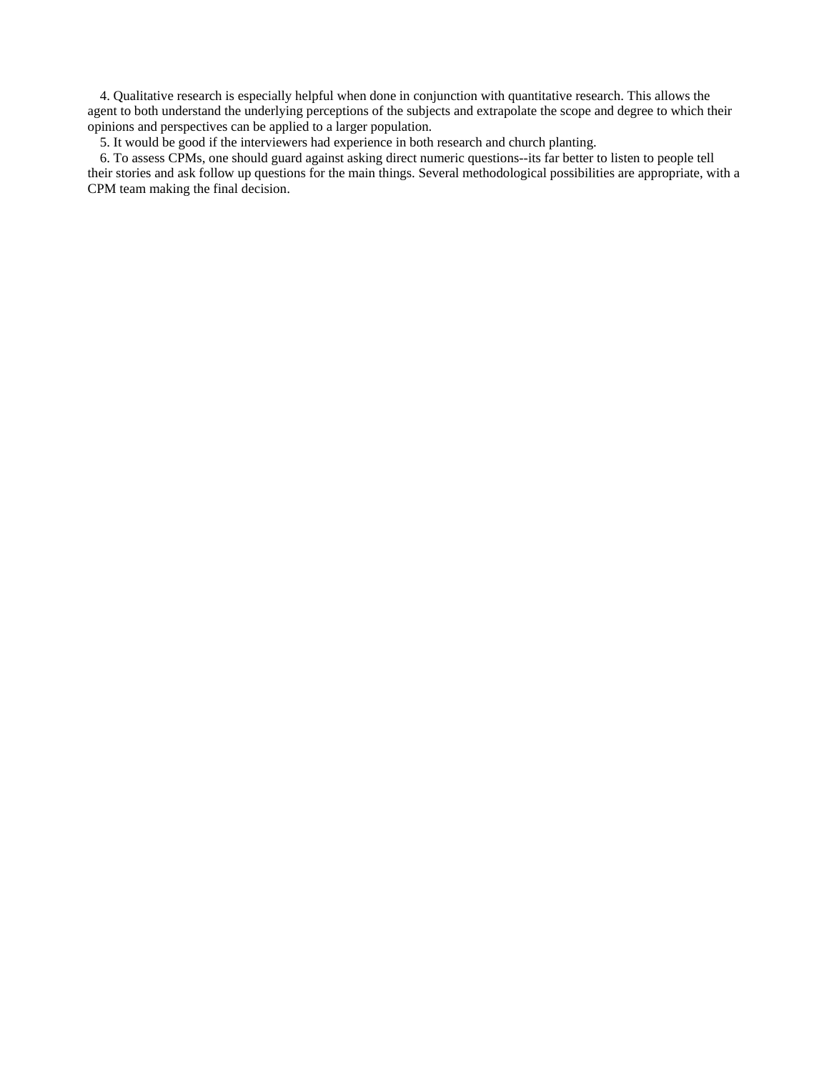4. Qualitative research is especially helpful when done in conjunction with quantitative research. This allows the agent to both understand the underlying perceptions of the subjects and extrapolate the scope and degree to which their opinions and perspectives can be applied to a larger population.

5. It would be good if the interviewers had experience in both research and church planting.

6. To assess CPMs, one should guard against asking direct numeric questions--its far better to listen to people tell their stories and ask follow up questions for the main things. Several methodological possibilities are appropriate, with a CPM team making the final decision.